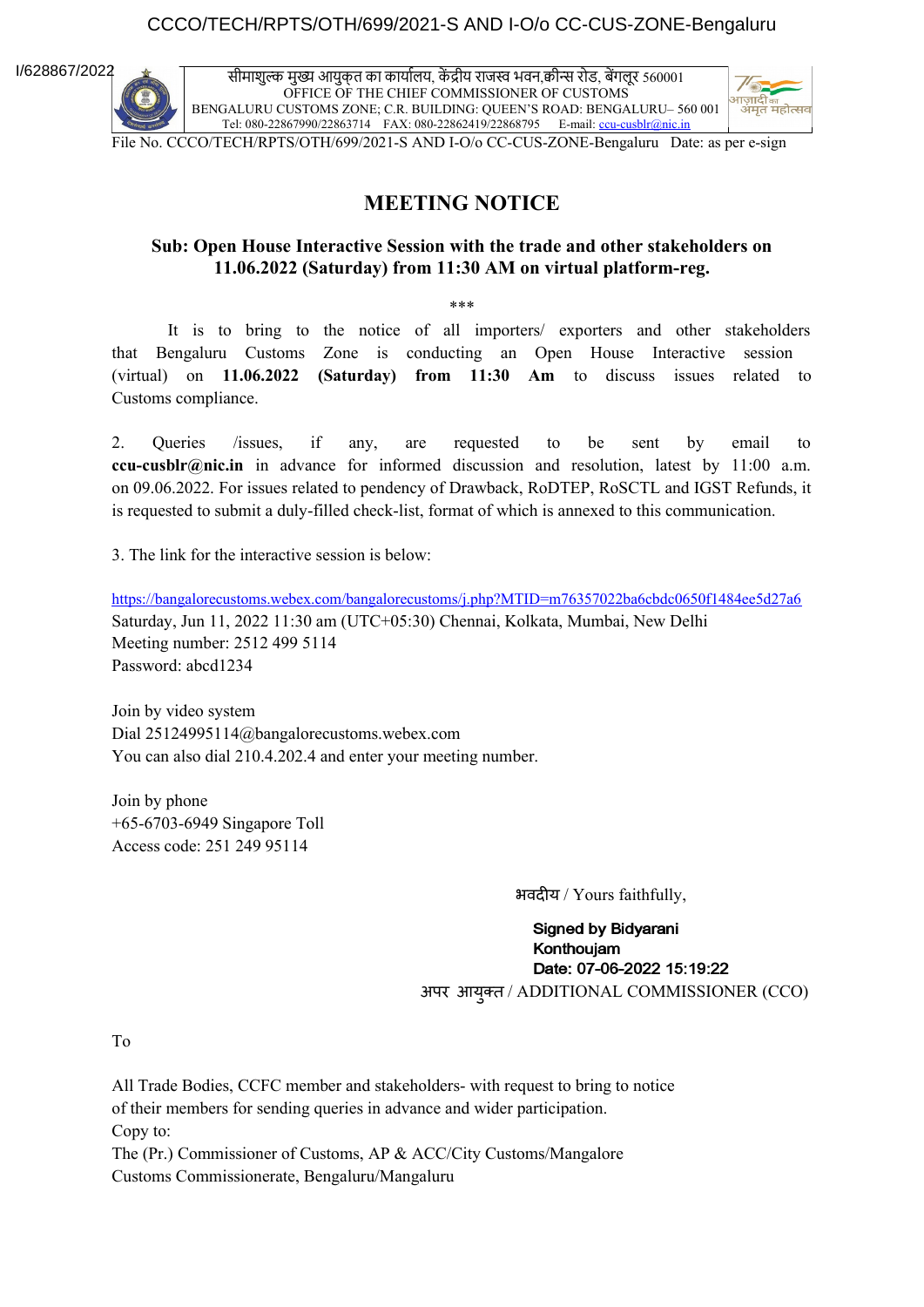CCCO/TECH/RPTS/OTH/699/2021-S AND I-O/o CC-CUS-ZONE-Bengaluru

I/628867/2022

सीमाशुल्क मुख्य आयुक्त का कार्यालय, केंद्रीय राजस्व भवन,क्वीन्स रोड, बेंगलूर 560001
OFFICE OF THE CHIEF COMMISSIONER OF CUSTOMS
BENGALURU CUSTOMS ZONE; C.R. BUILDING: QUEEN'S ROAD: BENGALURU– 560 001
Tel: 080-22867990/22863714 FAX: 080-22862419/22868795 E-mail: ccu-cusblr@nic.in

File No. CCCO/TECH/RPTS/OTH/699/2021-S AND I-O/o CC-CUS-ZONE-Bengaluru Date: as per e-sign

# MEETING NOTICE

**Sub: Open House Interactive Session with the trade and other stakeholders on 11.06.2022 (Saturday) from 11:30 AM on virtual platform-reg.**

\*\*\*

It is to bring to the notice of all importers/ exporters and other stakeholders that Bengaluru Customs Zone is conducting an Open House Interactive session (virtual) on **11.06.2022 (Saturday) from 11:30 Am** to discuss issues related to Customs compliance.

2. Queries /issues, if any, are requested to be sent by email to **ccu-cusblr@nic.in** in advance for informed discussion and resolution, latest by 11:00 a.m. on 09.06.2022. For issues related to pendency of Drawback, RoDTEP, RoSCTL and IGST Refunds, it is requested to submit a duly-filled check-list, format of which is annexed to this communication.

3. The link for the interactive session is below:

https://bangalorecustoms.webex.com/bangalorecustoms/j.php?MTID=m76357022ba6cbdc0650f1484ee5d27a6
Saturday, Jun 11, 2022 11:30 am (UTC+05:30) Chennai, Kolkata, Mumbai, New Delhi
Meeting number: 2512 499 5114
Password: abcd1234

Join by video system
Dial 25124995114@bangalorecustoms.webex.com
You can also dial 210.4.202.4 and enter your meeting number.

Join by phone
+65-6703-6949 Singapore Toll
Access code: 251 249 95114

भवदीय / Yours faithfully,

**Signed by Bidyarani Konthoujam**
**Date: 07-06-2022 15:19:22**
अपर आयुक्त / ADDITIONAL COMMISSIONER (CCO)

To

All Trade Bodies, CCFC member and stakeholders- with request to bring to notice of their members for sending queries in advance and wider participation.

Copy to:
The (Pr.) Commissioner of Customs, AP & ACC/City Customs/Mangalore Customs Commissionerate, Bengaluru/Mangaluru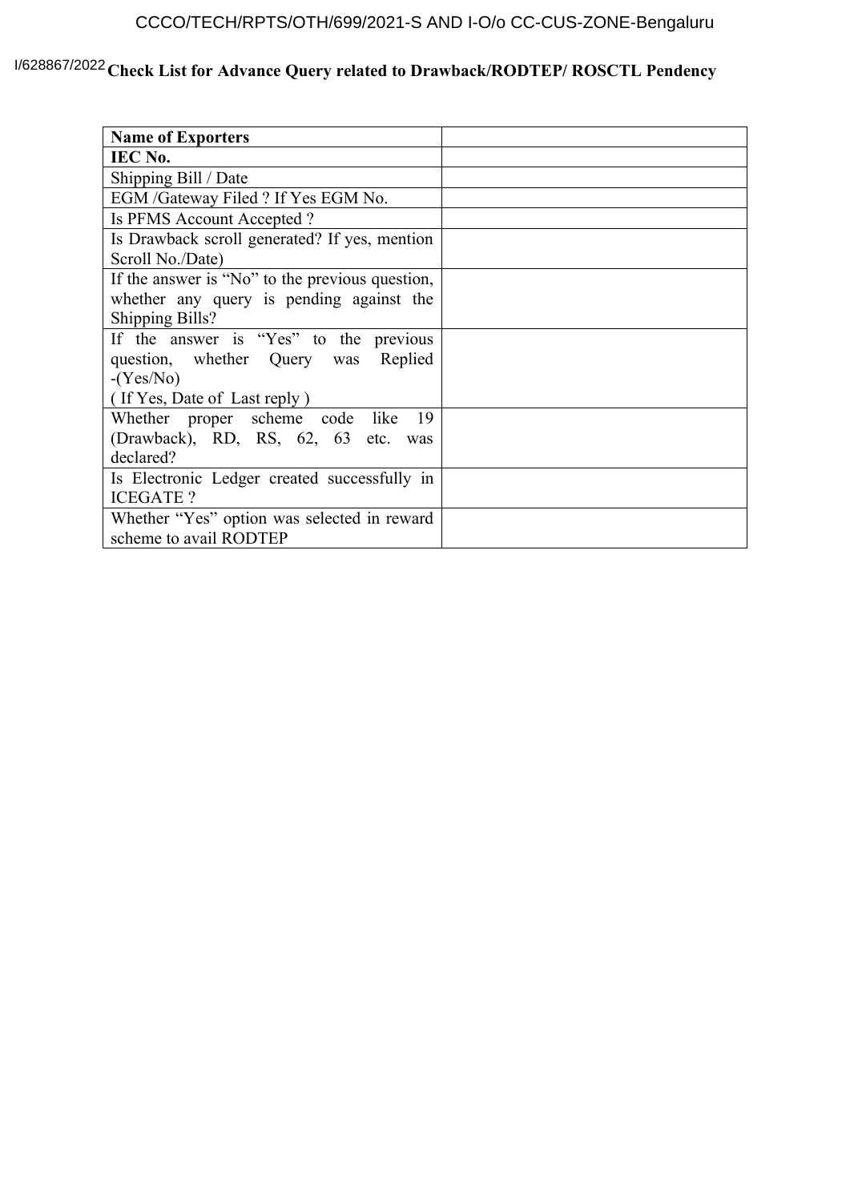# Check List for Advance Query related to Drawback/RODTEP/ ROSCTL Pendency

| **Name of Exporters** | |
|---|---|
| **IEC No.** | |
| Shipping Bill / Date | |
| EGM /Gateway Filed ? If Yes EGM No. | |
| Is PFMS Account Accepted ? | |
| Is Drawback scroll generated? If yes, mention Scroll No./Date) | |
| If the answer is "No" to the previous question, whether any query is pending against the Shipping Bills? | |
| If the answer is "Yes" to the previous question, whether Query was Replied -(Yes/No) ( If Yes, Date of Last reply ) | |
| Whether proper scheme code like 19 (Drawback), RD, RS, 62, 63 etc. was declared? | |
| Is Electronic Ledger created successfully in ICEGATE ? | |
| Whether "Yes" option was selected in reward scheme to avail RODTEP | |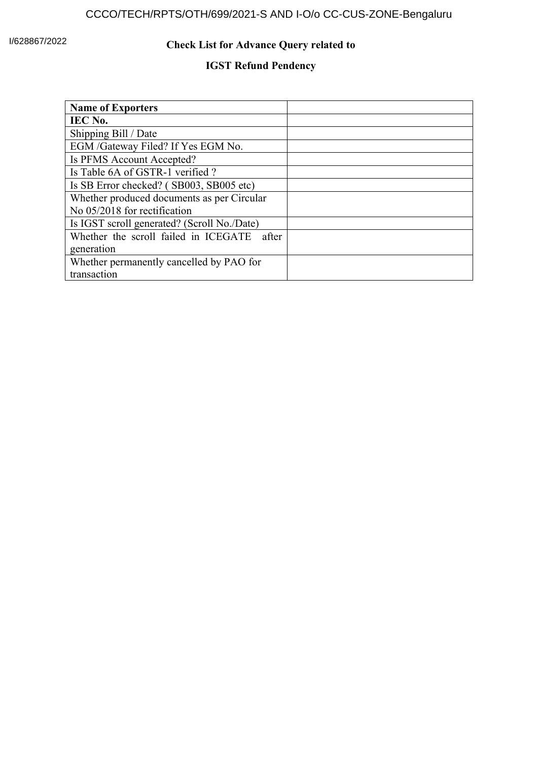I/628867/2022

**Check List for Advance Query related to**

**IGST Refund Pendency**

| | |
|---|---|
| **Name of Exporters** | |
| **IEC No.** | |
| Shipping Bill / Date | |
| EGM /Gateway Filed? If Yes EGM No. | |
| Is PFMS Account Accepted? | |
| Is Table 6A of GSTR-1 verified ? | |
| Is SB Error checked? ( SB003, SB005 etc) | |
| Whether produced documents as per Circular No 05/2018 for rectification | |
| Is IGST scroll generated? (Scroll No./Date) | |
| Whether the scroll failed in ICEGATE after generation | |
| Whether permanently cancelled by PAO for transaction | |